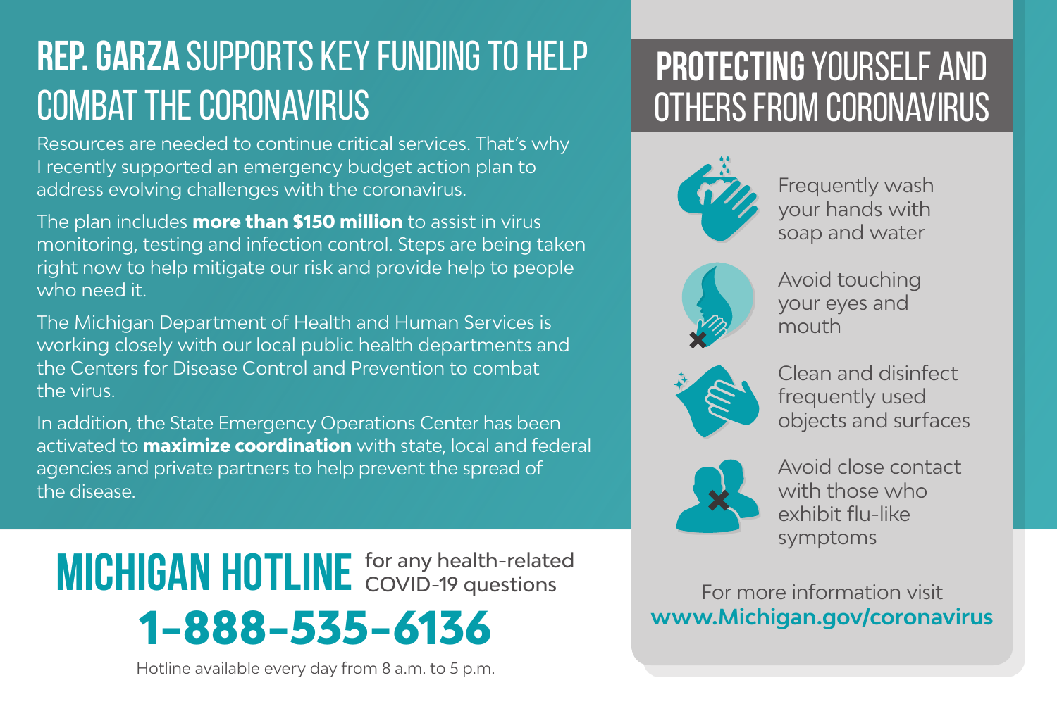# **REP. GARZA** SUPPORTS KEY FUNDING TO HELP COMBAT THE CORONAVIRUS

Resources are needed to continue critical services. That's why I recently supported an emergency budget action plan to address evolving challenges with the coronavirus.

The plan includes **more than $150 million** to assist in virus monitoring, testing and infection control. Steps are being taken right now to help mitigate our risk and provide help to people who need it.

The Michigan Department of Health and Human Services is working closely with our local public health departments and the Centers for Disease Control and Prevention to combat the virus.

In addition, the State Emergency Operations Center has been activated to **maximize coordination** with state, local and federal agencies and private partners to help prevent the spread of the disease.

## MICHIGAN HOTLINE for any health-related COVID-19 questions

**1-888-535-6136**

Hotline available every day from 8 a.m. to 5 p.m.

## **PROTECTING** YOURSELF AND OTHERS FROM CORONAVIRUS

- Frequently wash your hands with soap and water
- Avoid touching your eyes and mouth
- Clean and disinfect frequently used objects and surfaces
- Avoid close contact with those who exhibit flu-like symptoms

For more information visit **www.Michigan.gov/coronavirus**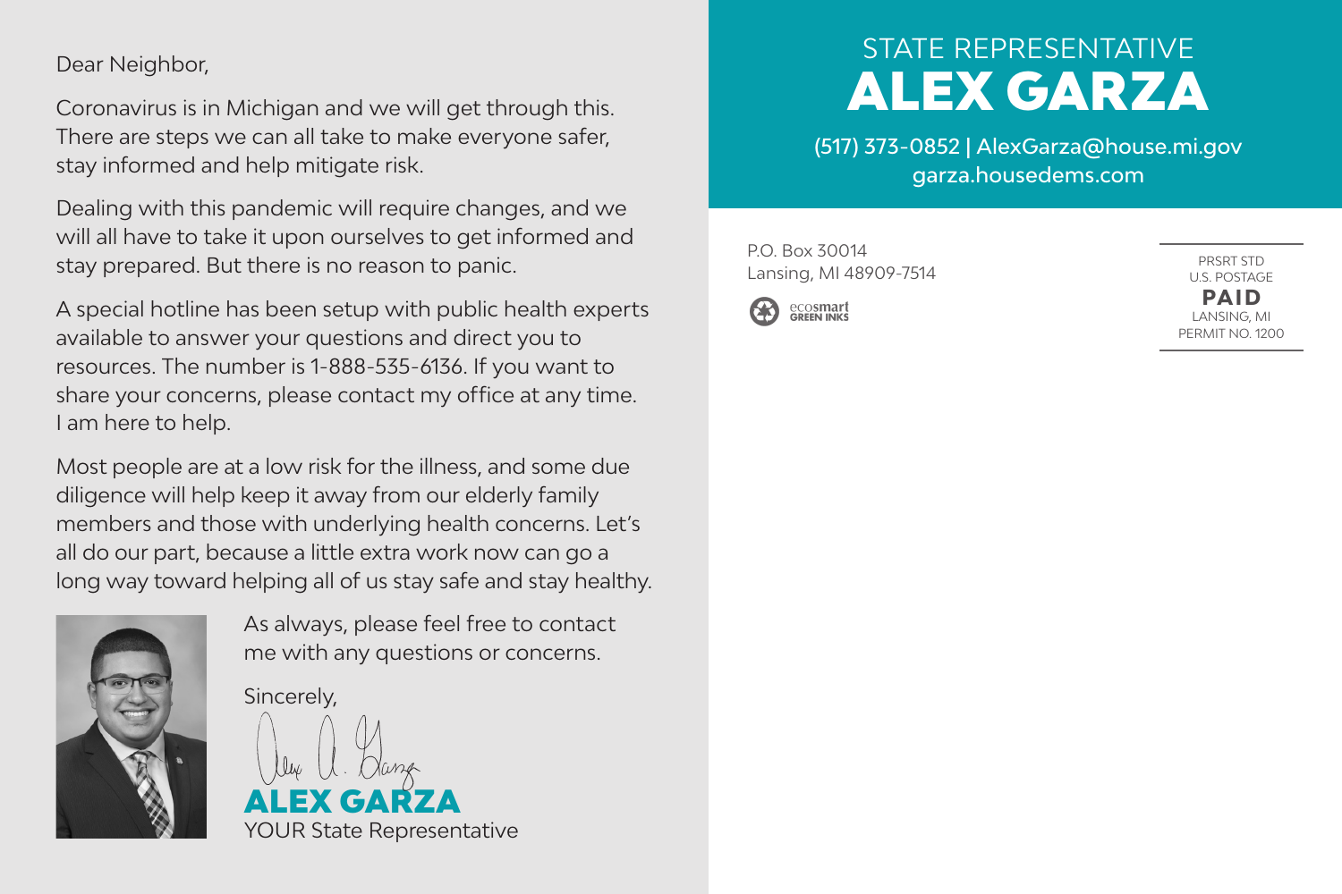Dear Neighbor,

Coronavirus is in Michigan and we will get through this. There are steps we can all take to make everyone safer, stay informed and help mitigate risk.

Dealing with this pandemic will require changes, and we will all have to take it upon ourselves to get informed and stay prepared. But there is no reason to panic.

A special hotline has been setup with public health experts available to answer your questions and direct you to resources. The number is 1-888-535-6136. If you want to share your concerns, please contact my office at any time. I am here to help.

Most people are at a low risk for the illness, and some due diligence will help keep it away from our elderly family members and those with underlying health concerns. Let's all do our part, because a little extra work now can go a long way toward helping all of us stay safe and stay healthy.

As always, please feel free to contact me with any questions or concerns.

Sincerely,

**ALEX GARZA**
YOUR State Representative

# STATE REPRESENTATIVE ALEX GARZA

(517) 373-0852 | AlexGarza@house.mi.gov
garza.housedems.com

P.O. Box 30014
Lansing, MI 48909-7514

ecosmart GREEN INKS

PRSRT STD
U.S. POSTAGE
**PAID**
LANSING, MI
PERMIT NO. 1200